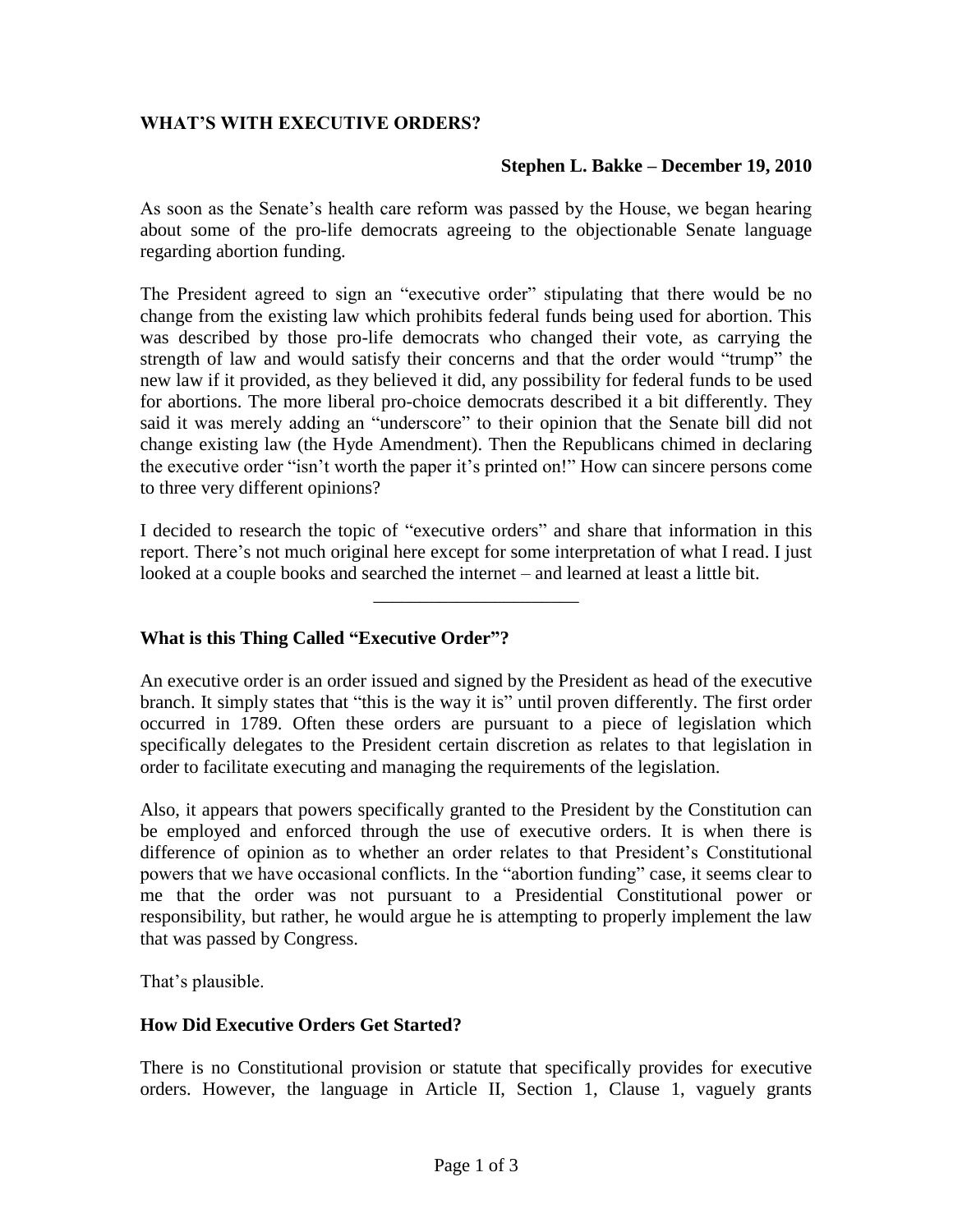# WHAT'S WITH EXECUTIVE ORDERS?

**Stephen L. Bakke – December 19, 2010**

As soon as the Senate's health care reform was passed by the House, we began hearing about some of the pro-life democrats agreeing to the objectionable Senate language regarding abortion funding.

The President agreed to sign an "executive order" stipulating that there would be no change from the existing law which prohibits federal funds being used for abortion. This was described by those pro-life democrats who changed their vote, as carrying the strength of law and would satisfy their concerns and that the order would "trump" the new law if it provided, as they believed it did, any possibility for federal funds to be used for abortions. The more liberal pro-choice democrats described it a bit differently. They said it was merely adding an "underscore" to their opinion that the Senate bill did not change existing law (the Hyde Amendment). Then the Republicans chimed in declaring the executive order "isn't worth the paper it's printed on!" How can sincere persons come to three very different opinions?

I decided to research the topic of "executive orders" and share that information in this report. There's not much original here except for some interpretation of what I read. I just looked at a couple books and searched the internet – and learned at least a little bit.

---

## What is this Thing Called "Executive Order"?

An executive order is an order issued and signed by the President as head of the executive branch. It simply states that "this is the way it is" until proven differently. The first order occurred in 1789. Often these orders are pursuant to a piece of legislation which specifically delegates to the President certain discretion as relates to that legislation in order to facilitate executing and managing the requirements of the legislation.

Also, it appears that powers specifically granted to the President by the Constitution can be employed and enforced through the use of executive orders. It is when there is difference of opinion as to whether an order relates to that President's Constitutional powers that we have occasional conflicts. In the "abortion funding" case, it seems clear to me that the order was not pursuant to a Presidential Constitutional power or responsibility, but rather, he would argue he is attempting to properly implement the law that was passed by Congress.

That's plausible.

## How Did Executive Orders Get Started?

There is no Constitutional provision or statute that specifically provides for executive orders. However, the language in Article II, Section 1, Clause 1, vaguely grants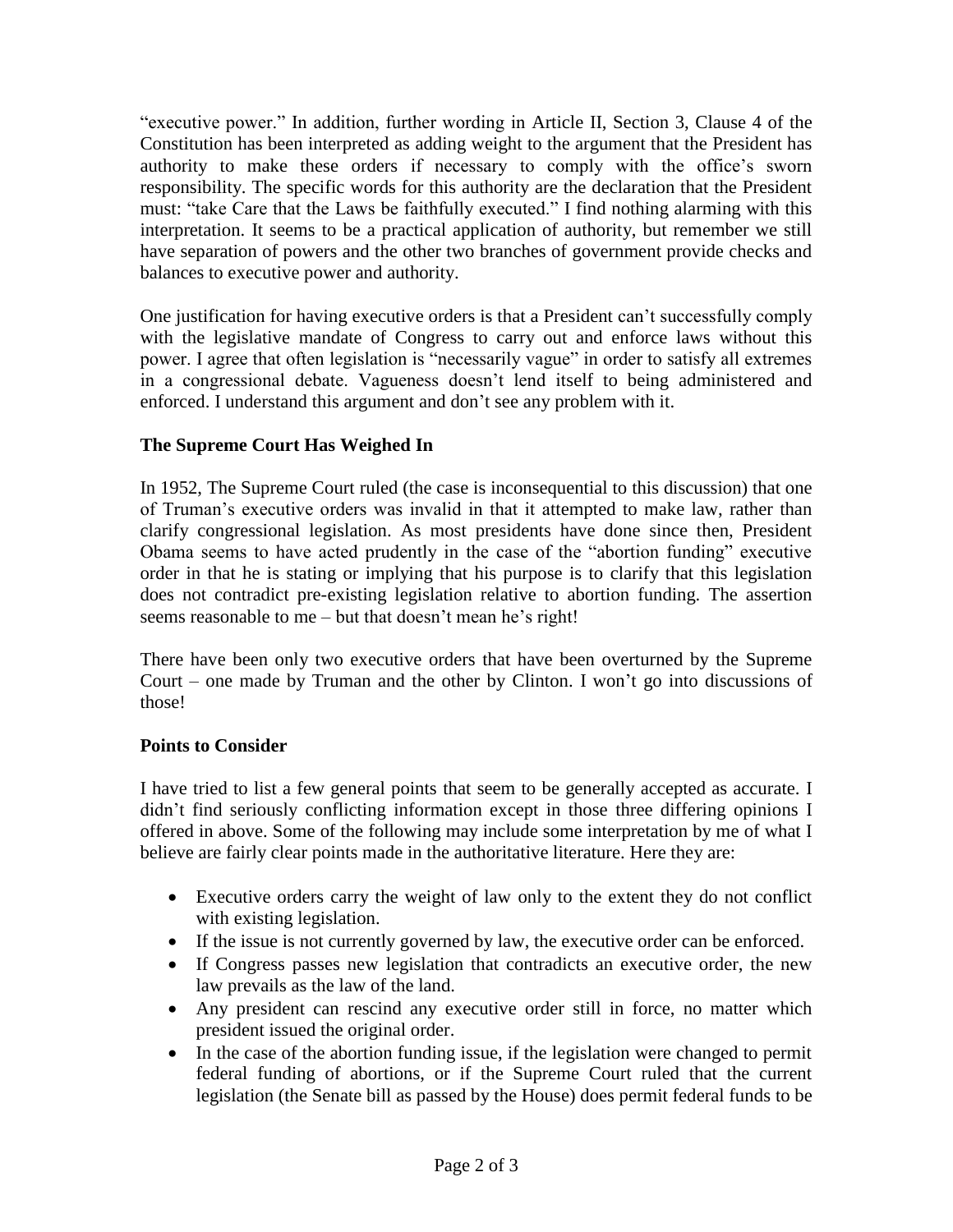"executive power." In addition, further wording in Article II, Section 3, Clause 4 of the Constitution has been interpreted as adding weight to the argument that the President has authority to make these orders if necessary to comply with the office's sworn responsibility. The specific words for this authority are the declaration that the President must: "take Care that the Laws be faithfully executed." I find nothing alarming with this interpretation. It seems to be a practical application of authority, but remember we still have separation of powers and the other two branches of government provide checks and balances to executive power and authority.

One justification for having executive orders is that a President can't successfully comply with the legislative mandate of Congress to carry out and enforce laws without this power. I agree that often legislation is "necessarily vague" in order to satisfy all extremes in a congressional debate. Vagueness doesn't lend itself to being administered and enforced. I understand this argument and don't see any problem with it.

**The Supreme Court Has Weighed In**

In 1952, The Supreme Court ruled (the case is inconsequential to this discussion) that one of Truman's executive orders was invalid in that it attempted to make law, rather than clarify congressional legislation. As most presidents have done since then, President Obama seems to have acted prudently in the case of the "abortion funding" executive order in that he is stating or implying that his purpose is to clarify that this legislation does not contradict pre-existing legislation relative to abortion funding. The assertion seems reasonable to me – but that doesn't mean he's right!

There have been only two executive orders that have been overturned by the Supreme Court – one made by Truman and the other by Clinton. I won't go into discussions of those!

**Points to Consider**

I have tried to list a few general points that seem to be generally accepted as accurate. I didn't find seriously conflicting information except in those three differing opinions I offered in above. Some of the following may include some interpretation by me of what I believe are fairly clear points made in the authoritative literature. Here they are:

- Executive orders carry the weight of law only to the extent they do not conflict with existing legislation.
- If the issue is not currently governed by law, the executive order can be enforced.
- If Congress passes new legislation that contradicts an executive order, the new law prevails as the law of the land.
- Any president can rescind any executive order still in force, no matter which president issued the original order.
- In the case of the abortion funding issue, if the legislation were changed to permit federal funding of abortions, or if the Supreme Court ruled that the current legislation (the Senate bill as passed by the House) does permit federal funds to be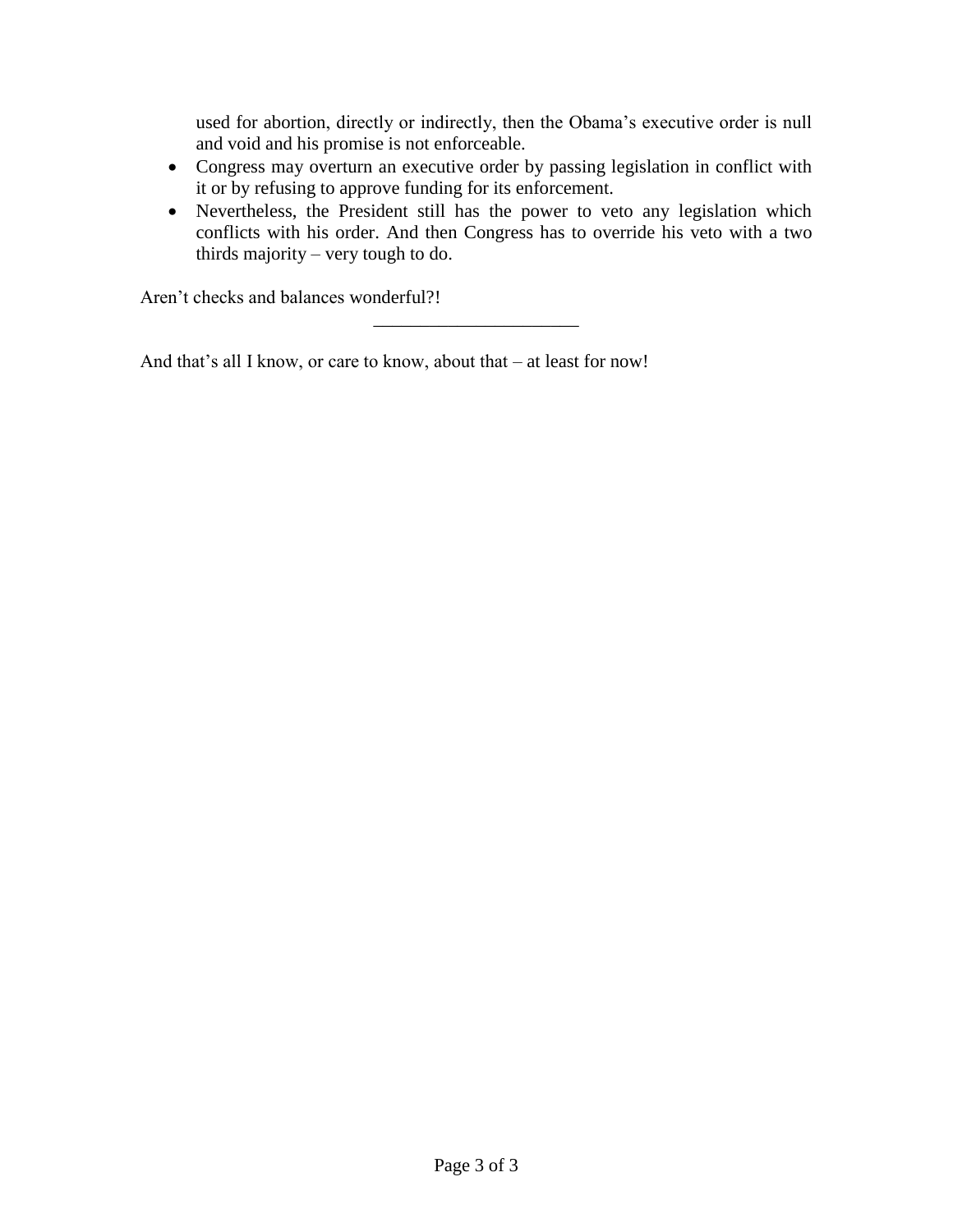used for abortion, directly or indirectly, then the Obama's executive order is null and void and his promise is not enforceable.

- Congress may overturn an executive order by passing legislation in conflict with it or by refusing to approve funding for its enforcement.
- Nevertheless, the President still has the power to veto any legislation which conflicts with his order. And then Congress has to override his veto with a two thirds majority – very tough to do.

Aren't checks and balances wonderful?!

---

And that's all I know, or care to know, about that – at least for now!